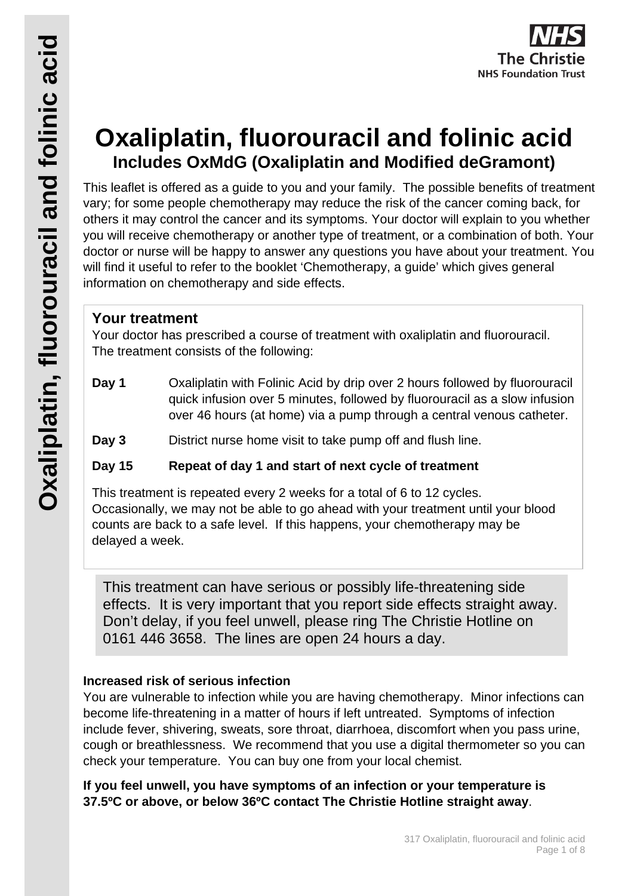# Oxaliplatin, fluorouracil and folinic acid

## Includes OxMdG (Oxaliplatin and Modified deGramont)

This leaflet is offered as a guide to you and your family. The possible benefits of treatment vary; for some people chemotherapy may reduce the risk of the cancer coming back, for others it may control the cancer and its symptoms. Your doctor will explain to you whether you will receive chemotherapy or another type of treatment, or a combination of both. Your doctor or nurse will be happy to answer any questions you have about your treatment. You will find it useful to refer to the booklet 'Chemotherapy, a guide' which gives general information on chemotherapy and side effects.

### Your treatment

Your doctor has prescribed a course of treatment with oxaliplatin and fluorouracil. The treatment consists of the following:

**Day 1** Oxaliplatin with Folinic Acid by drip over 2 hours followed by fluorouracil quick infusion over 5 minutes, followed by fluorouracil as a slow infusion over 46 hours (at home) via a pump through a central venous catheter.

**Day 3** District nurse home visit to take pump off and flush line.

**Day 15 Repeat of day 1 and start of next cycle of treatment**

This treatment is repeated every 2 weeks for a total of 6 to 12 cycles. Occasionally, we may not be able to go ahead with your treatment until your blood counts are back to a safe level. If this happens, your chemotherapy may be delayed a week.

This treatment can have serious or possibly life-threatening side effects. It is very important that you report side effects straight away. Don't delay, if you feel unwell, please ring The Christie Hotline on 0161 446 3658. The lines are open 24 hours a day.

**Increased risk of serious infection**

You are vulnerable to infection while you are having chemotherapy. Minor infections can become life-threatening in a matter of hours if left untreated. Symptoms of infection include fever, shivering, sweats, sore throat, diarrhoea, discomfort when you pass urine, cough or breathlessness. We recommend that you use a digital thermometer so you can check your temperature. You can buy one from your local chemist.

**If you feel unwell, you have symptoms of an infection or your temperature is 37.5ºC or above, or below 36ºC contact The Christie Hotline straight away**.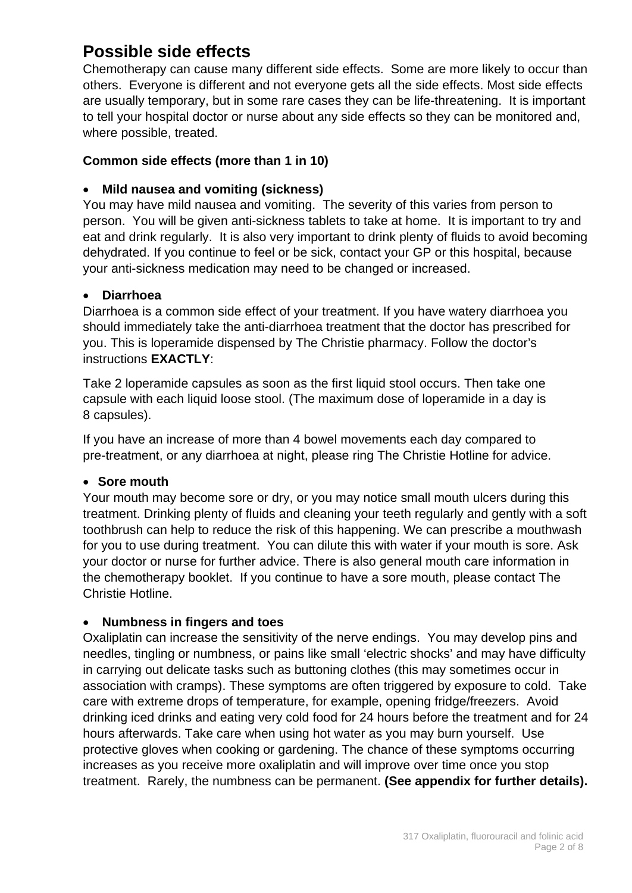## Possible side effects

Chemotherapy can cause many different side effects. Some are more likely to occur than others. Everyone is different and not everyone gets all the side effects. Most side effects are usually temporary, but in some rare cases they can be life-threatening. It is important to tell your hospital doctor or nurse about any side effects so they can be monitored and, where possible, treated.

### Common side effects (more than 1 in 10)

- **Mild nausea and vomiting (sickness)**

You may have mild nausea and vomiting. The severity of this varies from person to person. You will be given anti-sickness tablets to take at home. It is important to try and eat and drink regularly. It is also very important to drink plenty of fluids to avoid becoming dehydrated. If you continue to feel or be sick, contact your GP or this hospital, because your anti-sickness medication may need to be changed or increased.

- **Diarrhoea**

Diarrhoea is a common side effect of your treatment. If you have watery diarrhoea you should immediately take the anti-diarrhoea treatment that the doctor has prescribed for you. This is loperamide dispensed by The Christie pharmacy. Follow the doctor's instructions **EXACTLY**:

Take 2 loperamide capsules as soon as the first liquid stool occurs. Then take one capsule with each liquid loose stool. (The maximum dose of loperamide in a day is 8 capsules).

If you have an increase of more than 4 bowel movements each day compared to pre-treatment, or any diarrhoea at night, please ring The Christie Hotline for advice.

- **Sore mouth**

Your mouth may become sore or dry, or you may notice small mouth ulcers during this treatment. Drinking plenty of fluids and cleaning your teeth regularly and gently with a soft toothbrush can help to reduce the risk of this happening. We can prescribe a mouthwash for you to use during treatment. You can dilute this with water if your mouth is sore. Ask your doctor or nurse for further advice. There is also general mouth care information in the chemotherapy booklet. If you continue to have a sore mouth, please contact The Christie Hotline.

- **Numbness in fingers and toes**

Oxaliplatin can increase the sensitivity of the nerve endings. You may develop pins and needles, tingling or numbness, or pains like small 'electric shocks' and may have difficulty in carrying out delicate tasks such as buttoning clothes (this may sometimes occur in association with cramps). These symptoms are often triggered by exposure to cold. Take care with extreme drops of temperature, for example, opening fridge/freezers. Avoid drinking iced drinks and eating very cold food for 24 hours before the treatment and for 24 hours afterwards. Take care when using hot water as you may burn yourself. Use protective gloves when cooking or gardening. The chance of these symptoms occurring increases as you receive more oxaliplatin and will improve over time once you stop treatment. Rarely, the numbness can be permanent. **(See appendix for further details).**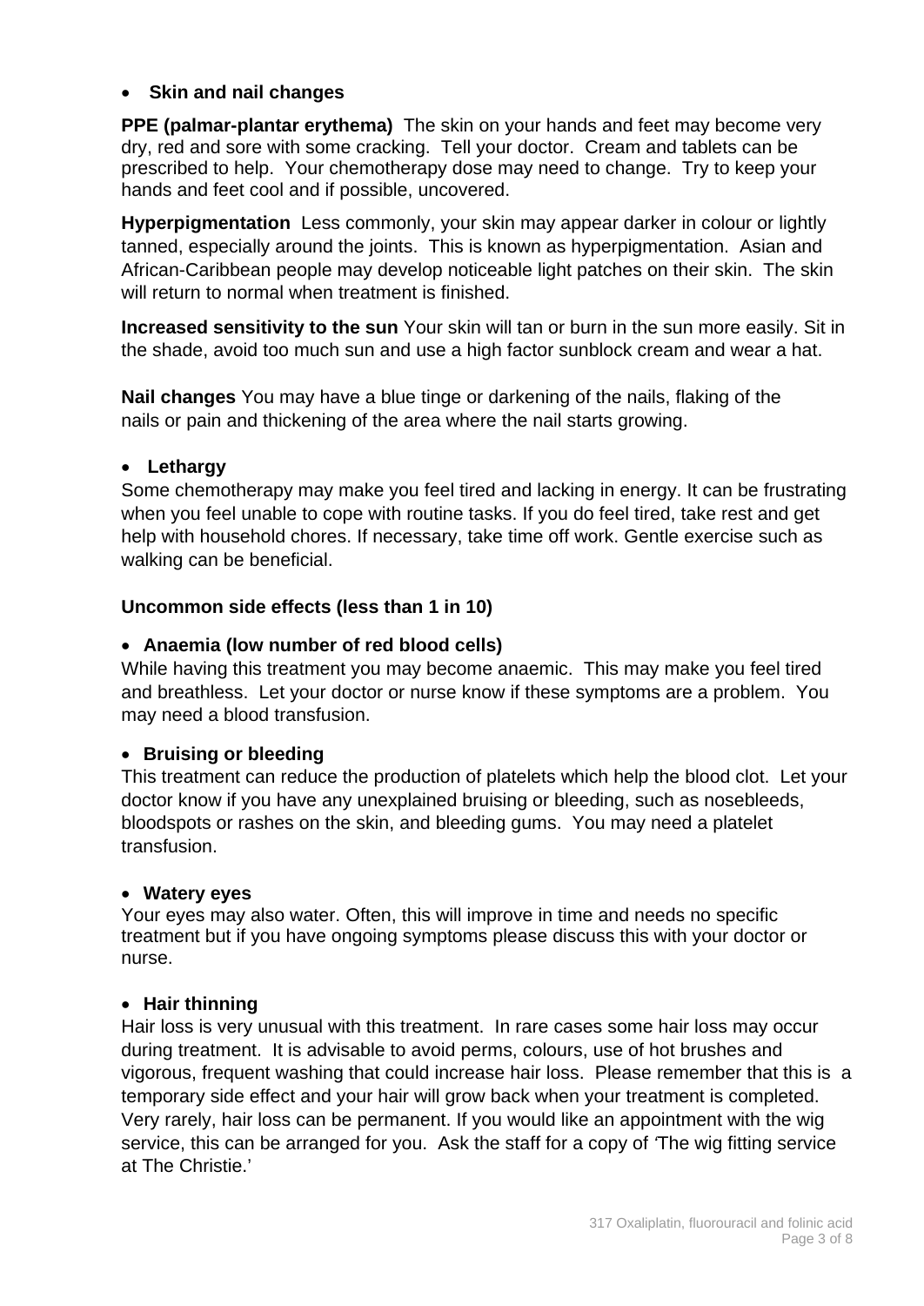- **Skin and nail changes**

**PPE (palmar-plantar erythema)** The skin on your hands and feet may become very dry, red and sore with some cracking. Tell your doctor. Cream and tablets can be prescribed to help. Your chemotherapy dose may need to change. Try to keep your hands and feet cool and if possible, uncovered.

**Hyperpigmentation** Less commonly, your skin may appear darker in colour or lightly tanned, especially around the joints. This is known as hyperpigmentation. Asian and African-Caribbean people may develop noticeable light patches on their skin. The skin will return to normal when treatment is finished.

**Increased sensitivity to the sun** Your skin will tan or burn in the sun more easily. Sit in the shade, avoid too much sun and use a high factor sunblock cream and wear a hat.

**Nail changes** You may have a blue tinge or darkening of the nails, flaking of the nails or pain and thickening of the area where the nail starts growing.

- **Lethargy**

Some chemotherapy may make you feel tired and lacking in energy. It can be frustrating when you feel unable to cope with routine tasks. If you do feel tired, take rest and get help with household chores. If necessary, take time off work. Gentle exercise such as walking can be beneficial.

**Uncommon side effects (less than 1 in 10)**

- **Anaemia (low number of red blood cells)**

While having this treatment you may become anaemic. This may make you feel tired and breathless. Let your doctor or nurse know if these symptoms are a problem. You may need a blood transfusion.

- **Bruising or bleeding**

This treatment can reduce the production of platelets which help the blood clot. Let your doctor know if you have any unexplained bruising or bleeding, such as nosebleeds, bloodspots or rashes on the skin, and bleeding gums. You may need a platelet transfusion.

- **Watery eyes**

Your eyes may also water. Often, this will improve in time and needs no specific treatment but if you have ongoing symptoms please discuss this with your doctor or nurse.

- **Hair thinning**

Hair loss is very unusual with this treatment. In rare cases some hair loss may occur during treatment. It is advisable to avoid perms, colours, use of hot brushes and vigorous, frequent washing that could increase hair loss. Please remember that this is a temporary side effect and your hair will grow back when your treatment is completed. Very rarely, hair loss can be permanent. If you would like an appointment with the wig service, this can be arranged for you. Ask the staff for a copy of 'The wig fitting service at The Christie.'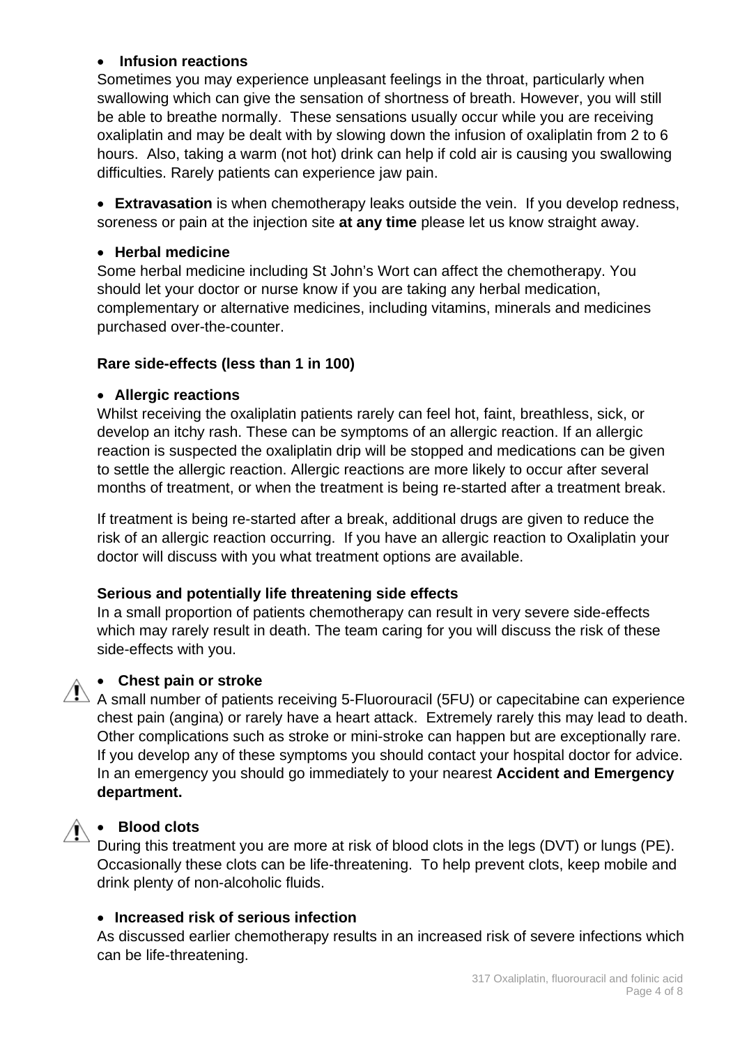- **Infusion reactions**

Sometimes you may experience unpleasant feelings in the throat, particularly when swallowing which can give the sensation of shortness of breath. However, you will still be able to breathe normally.  These sensations usually occur while you are receiving oxaliplatin and may be dealt with by slowing down the infusion of oxaliplatin from 2 to 6 hours.  Also, taking a warm (not hot) drink can help if cold air is causing you swallowing difficulties. Rarely patients can experience jaw pain.

- **Extravasation** is when chemotherapy leaks outside the vein.  If you develop redness, soreness or pain at the injection site **at any time** please let us know straight away.

- **Herbal medicine**

Some herbal medicine including St John's Wort can affect the chemotherapy. You should let your doctor or nurse know if you are taking any herbal medication, complementary or alternative medicines, including vitamins, minerals and medicines purchased over-the-counter.

**Rare side-effects (less than 1 in 100)**

- **Allergic reactions**

Whilst receiving the oxaliplatin patients rarely can feel hot, faint, breathless, sick, or develop an itchy rash. These can be symptoms of an allergic reaction. If an allergic reaction is suspected the oxaliplatin drip will be stopped and medications can be given to settle the allergic reaction. Allergic reactions are more likely to occur after several months of treatment, or when the treatment is being re-started after a treatment break.

If treatment is being re-started after a break, additional drugs are given to reduce the risk of an allergic reaction occurring.  If you have an allergic reaction to Oxaliplatin your doctor will discuss with you what treatment options are available.

**Serious and potentially life threatening side effects**

In a small proportion of patients chemotherapy can result in very severe side-effects which may rarely result in death. The team caring for you will discuss the risk of these side-effects with you.

- **Chest pain or stroke**

A small number of patients receiving 5-Fluorouracil (5FU) or capecitabine can experience chest pain (angina) or rarely have a heart attack.  Extremely rarely this may lead to death. Other complications such as stroke or mini-stroke can happen but are exceptionally rare. If you develop any of these symptoms you should contact your hospital doctor for advice. In an emergency you should go immediately to your nearest **Accident and Emergency department.**

- **Blood clots**

During this treatment you are more at risk of blood clots in the legs (DVT) or lungs (PE). Occasionally these clots can be life-threatening.  To help prevent clots, keep mobile and drink plenty of non-alcoholic fluids.

- **Increased risk of serious infection**

As discussed earlier chemotherapy results in an increased risk of severe infections which can be life-threatening.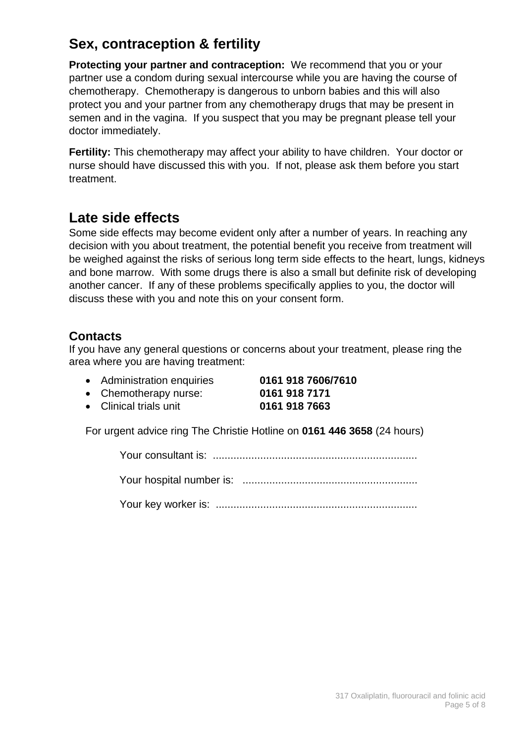## Sex, contraception & fertility

**Protecting your partner and contraception:** We recommend that you or your partner use a condom during sexual intercourse while you are having the course of chemotherapy. Chemotherapy is dangerous to unborn babies and this will also protect you and your partner from any chemotherapy drugs that may be present in semen and in the vagina. If you suspect that you may be pregnant please tell your doctor immediately.

**Fertility:** This chemotherapy may affect your ability to have children. Your doctor or nurse should have discussed this with you. If not, please ask them before you start treatment.

## Late side effects

Some side effects may become evident only after a number of years. In reaching any decision with you about treatment, the potential benefit you receive from treatment will be weighed against the risks of serious long term side effects to the heart, lungs, kidneys and bone marrow. With some drugs there is also a small but definite risk of developing another cancer. If any of these problems specifically applies to you, the doctor will discuss these with you and note this on your consent form.

### Contacts

If you have any general questions or concerns about your treatment, please ring the area where you are having treatment:

- Administration enquiries **0161 918 7606/7610**
- Chemotherapy nurse: **0161 918 7171**
- Clinical trials unit **0161 918 7663**

For urgent advice ring The Christie Hotline on **0161 446 3658** (24 hours)

Your consultant is: ....................................................................

Your hospital number is: ...........................................................

Your key worker is: ....................................................................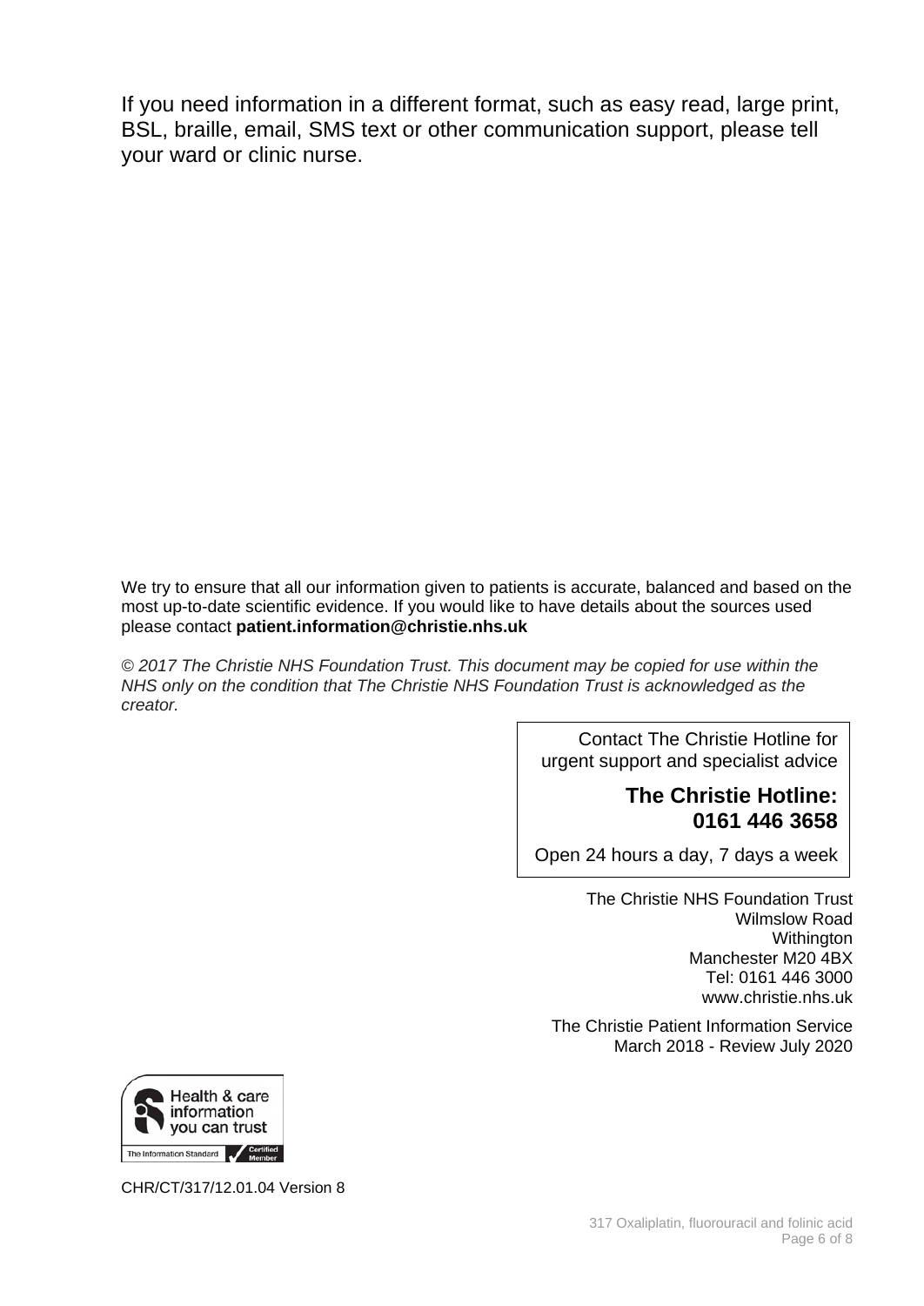If you need information in a different format, such as easy read, large print, BSL, braille, email, SMS text or other communication support, please tell your ward or clinic nurse.

We try to ensure that all our information given to patients is accurate, balanced and based on the most up-to-date scientific evidence. If you would like to have details about the sources used please contact **patient.information@christie.nhs.uk**

*© 2017 The Christie NHS Foundation Trust. This document may be copied for use within the NHS only on the condition that The Christie NHS Foundation Trust is acknowledged as the creator.*

Contact The Christie Hotline for urgent support and specialist advice

**The Christie Hotline: 0161 446 3658**

Open 24 hours a day, 7 days a week

The Christie NHS Foundation Trust
Wilmslow Road
Withington
Manchester M20 4BX
Tel: 0161 446 3000
www.christie.nhs.uk

The Christie Patient Information Service
March 2018 - Review July 2020

Health & care information you can trust
The Information Standard Certified Member

CHR/CT/317/12.01.04 Version 8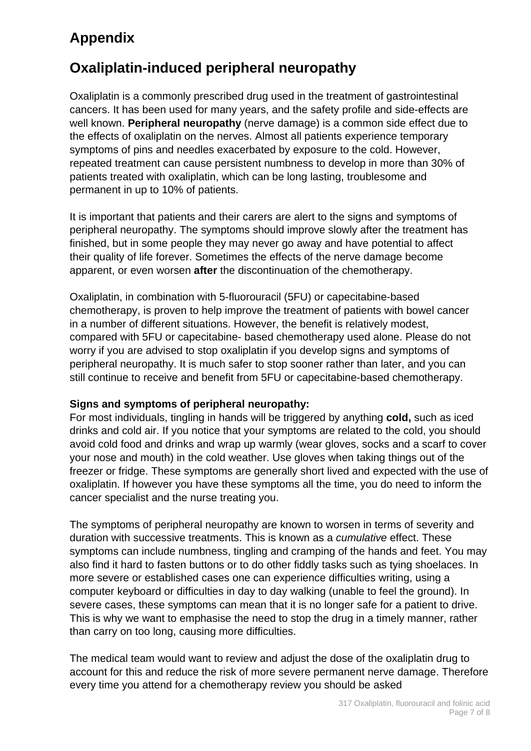# Appendix

## Oxaliplatin-induced peripheral neuropathy

Oxaliplatin is a commonly prescribed drug used in the treatment of gastrointestinal cancers. It has been used for many years, and the safety profile and side-effects are well known. **Peripheral neuropathy** (nerve damage) is a common side effect due to the effects of oxaliplatin on the nerves. Almost all patients experience temporary symptoms of pins and needles exacerbated by exposure to the cold. However, repeated treatment can cause persistent numbness to develop in more than 30% of patients treated with oxaliplatin, which can be long lasting, troublesome and permanent in up to 10% of patients.

It is important that patients and their carers are alert to the signs and symptoms of peripheral neuropathy. The symptoms should improve slowly after the treatment has finished, but in some people they may never go away and have potential to affect their quality of life forever. Sometimes the effects of the nerve damage become apparent, or even worsen **after** the discontinuation of the chemotherapy.

Oxaliplatin, in combination with 5-fluorouracil (5FU) or capecitabine-based chemotherapy, is proven to help improve the treatment of patients with bowel cancer in a number of different situations. However, the benefit is relatively modest, compared with 5FU or capecitabine- based chemotherapy used alone. Please do not worry if you are advised to stop oxaliplatin if you develop signs and symptoms of peripheral neuropathy. It is much safer to stop sooner rather than later, and you can still continue to receive and benefit from 5FU or capecitabine-based chemotherapy.

**Signs and symptoms of peripheral neuropathy:**
For most individuals, tingling in hands will be triggered by anything **cold,** such as iced drinks and cold air. If you notice that your symptoms are related to the cold, you should avoid cold food and drinks and wrap up warmly (wear gloves, socks and a scarf to cover your nose and mouth) in the cold weather. Use gloves when taking things out of the freezer or fridge. These symptoms are generally short lived and expected with the use of oxaliplatin. If however you have these symptoms all the time, you do need to inform the cancer specialist and the nurse treating you.

The symptoms of peripheral neuropathy are known to worsen in terms of severity and duration with successive treatments. This is known as a *cumulative* effect. These symptoms can include numbness, tingling and cramping of the hands and feet. You may also find it hard to fasten buttons or to do other fiddly tasks such as tying shoelaces. In more severe or established cases one can experience difficulties writing, using a computer keyboard or difficulties in day to day walking (unable to feel the ground). In severe cases, these symptoms can mean that it is no longer safe for a patient to drive. This is why we want to emphasise the need to stop the drug in a timely manner, rather than carry on too long, causing more difficulties.

The medical team would want to review and adjust the dose of the oxaliplatin drug to account for this and reduce the risk of more severe permanent nerve damage. Therefore every time you attend for a chemotherapy review you should be asked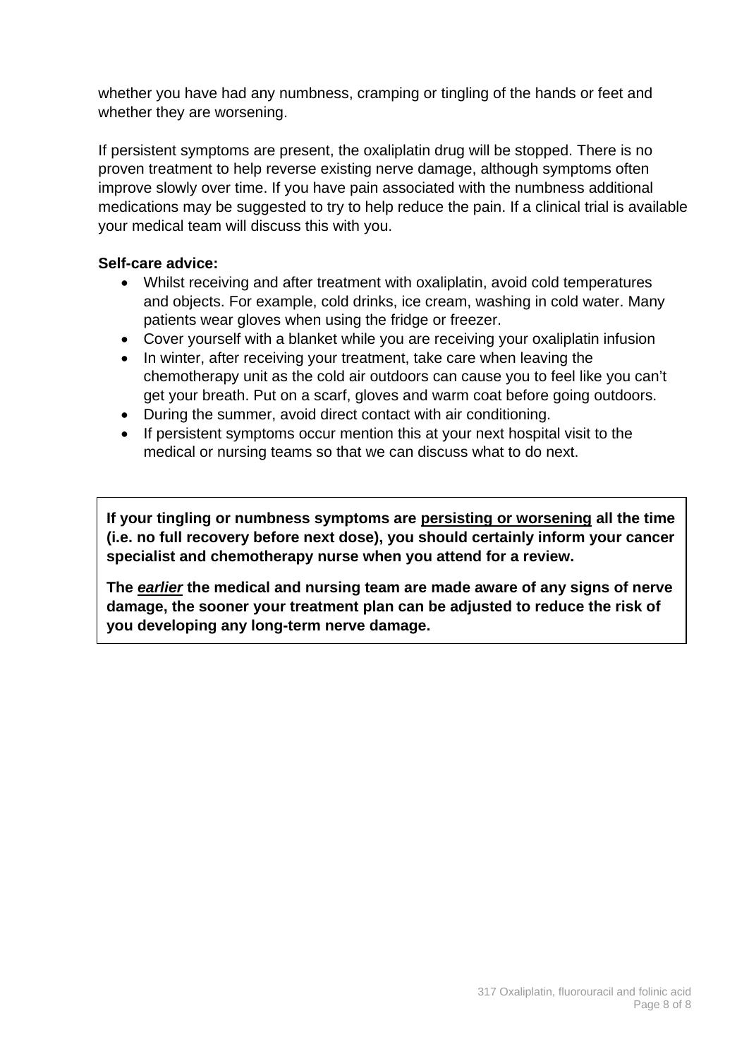whether you have had any numbness, cramping or tingling of the hands or feet and whether they are worsening.

If persistent symptoms are present, the oxaliplatin drug will be stopped. There is no proven treatment to help reverse existing nerve damage, although symptoms often improve slowly over time. If you have pain associated with the numbness additional medications may be suggested to try to help reduce the pain. If a clinical trial is available your medical team will discuss this with you.

**Self-care advice:**

- Whilst receiving and after treatment with oxaliplatin, avoid cold temperatures and objects. For example, cold drinks, ice cream, washing in cold water. Many patients wear gloves when using the fridge or freezer.
- Cover yourself with a blanket while you are receiving your oxaliplatin infusion
- In winter, after receiving your treatment, take care when leaving the chemotherapy unit as the cold air outdoors can cause you to feel like you can't get your breath. Put on a scarf, gloves and warm coat before going outdoors.
- During the summer, avoid direct contact with air conditioning.
- If persistent symptoms occur mention this at your next hospital visit to the medical or nursing teams so that we can discuss what to do next.

**If your tingling or numbness symptoms are persisting or worsening all the time (i.e. no full recovery before next dose), you should certainly inform your cancer specialist and chemotherapy nurse when you attend for a review.**

**The *earlier* the medical and nursing team are made aware of any signs of nerve damage, the sooner your treatment plan can be adjusted to reduce the risk of you developing any long-term nerve damage.**